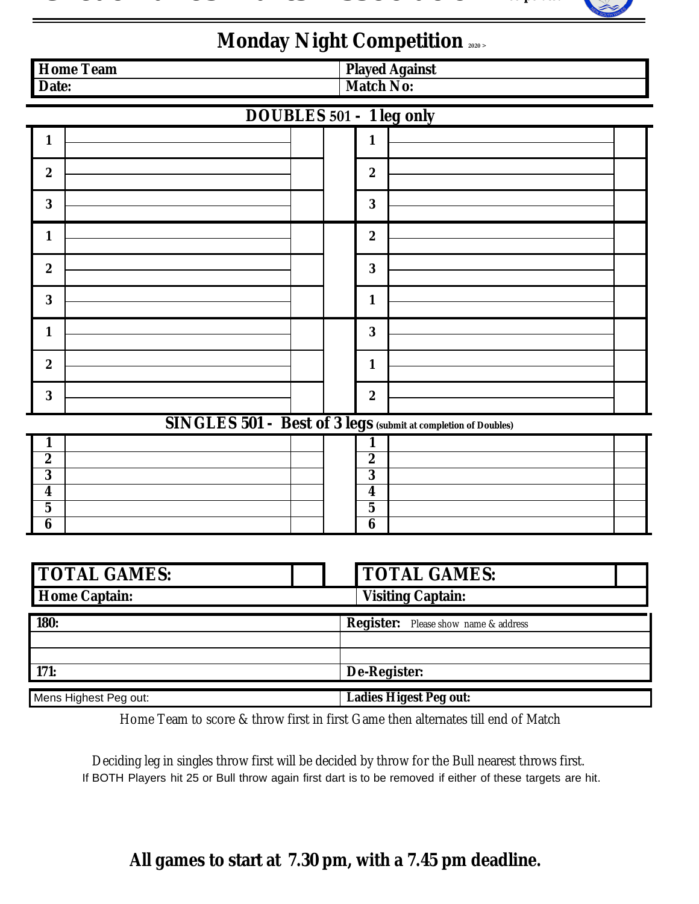## Monday Night Competition 2020 >

| Home Team | Played Against |
|---|---|
| Date: | Match No: |

### DOUBLES 501 - 1 leg only

| | | | | | | |
|---|---|---|---|---|---|---|
| 1 | | | | 1 | | |
| 2 | | | | 2 | | |
| 3 | | | | 3 | | |
| 1 | | | | 2 | | |
| 2 | | | | 3 | | |
| 3 | | | | 1 | | |
| 1 | | | | 3 | | |
| 2 | | | | 1 | | |
| 3 | | | | 2 | | |

### SINGLES 501 - Best of 3 legs (submit at completion of Doubles)

| | | | | | | |
|---|---|---|---|---|---|---|
| 1 | | | | 1 | | |
| 2 | | | | 2 | | |
| 3 | | | | 3 | | |
| 4 | | | | 4 | | |
| 5 | | | | 5 | | |
| 6 | | | | 6 | | |

| TOTAL GAMES: | | | TOTAL GAMES: | |
|---|---|---|---|---|
| Home Captain: | | | Visiting Captain: | |

| 180: | Register: Please show name & address |
|---|---|
| | |
| | |
| 171: | De-Register: |

| Mens Highest Peg out: | Ladies Higest Peg out: |
|---|---|

Home Team to score & throw first in first Game then alternates till end of Match

Deciding leg in singles throw first will be decided by throw for the Bull nearest throws first.
If BOTH Players hit 25 or Bull throw again first dart is to be removed if either of these targets are hit.

**All games to start at 7.30 pm, with a 7.45 pm deadline.**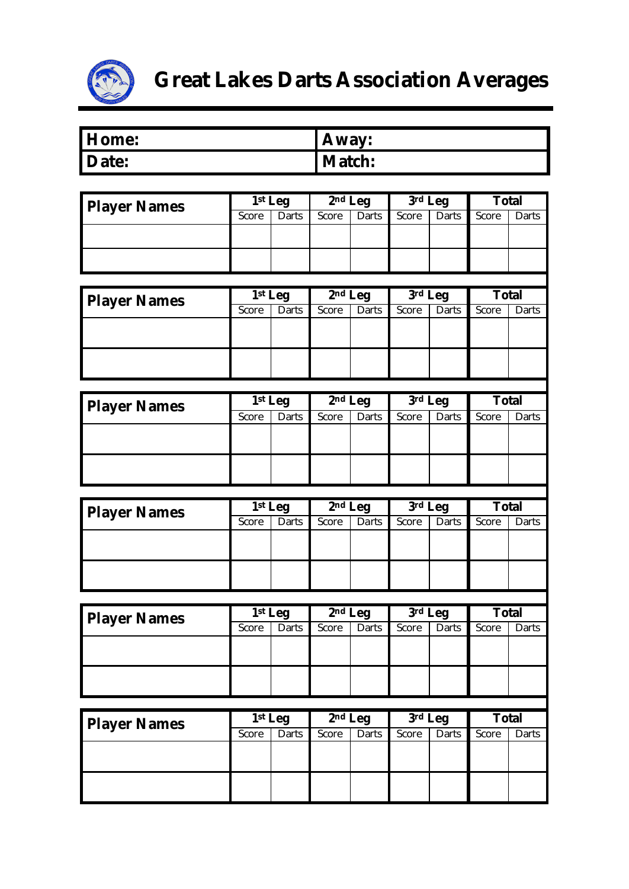# Great Lakes Darts Association Averages

| Home: | Away: |
|---|---|
| Date: | Match: |

| Player Names | 1st Leg | | 2nd Leg | | 3rd Leg | | Total | |
|---|---|---|---|---|---|---|---|---|
| | Score | Darts | Score | Darts | Score | Darts | Score | Darts |
| | | | | | | | | |
| | | | | | | | | |

| Player Names | 1st Leg | | 2nd Leg | | 3rd Leg | | Total | |
|---|---|---|---|---|---|---|---|---|
| | Score | Darts | Score | Darts | Score | Darts | Score | Darts |
| | | | | | | | | |
| | | | | | | | | |

| Player Names | 1st Leg | | 2nd Leg | | 3rd Leg | | Total | |
|---|---|---|---|---|---|---|---|---|
| | Score | Darts | Score | Darts | Score | Darts | Score | Darts |
| | | | | | | | | |
| | | | | | | | | |

| Player Names | 1st Leg | | 2nd Leg | | 3rd Leg | | Total | |
|---|---|---|---|---|---|---|---|---|
| | Score | Darts | Score | Darts | Score | Darts | Score | Darts |
| | | | | | | | | |
| | | | | | | | | |

| Player Names | 1st Leg | | 2nd Leg | | 3rd Leg | | Total | |
|---|---|---|---|---|---|---|---|---|
| | Score | Darts | Score | Darts | Score | Darts | Score | Darts |
| | | | | | | | | |
| | | | | | | | | |

| Player Names | 1st Leg | | 2nd Leg | | 3rd Leg | | Total | |
|---|---|---|---|---|---|---|---|---|
| | Score | Darts | Score | Darts | Score | Darts | Score | Darts |
| | | | | | | | | |
| | | | | | | | | |